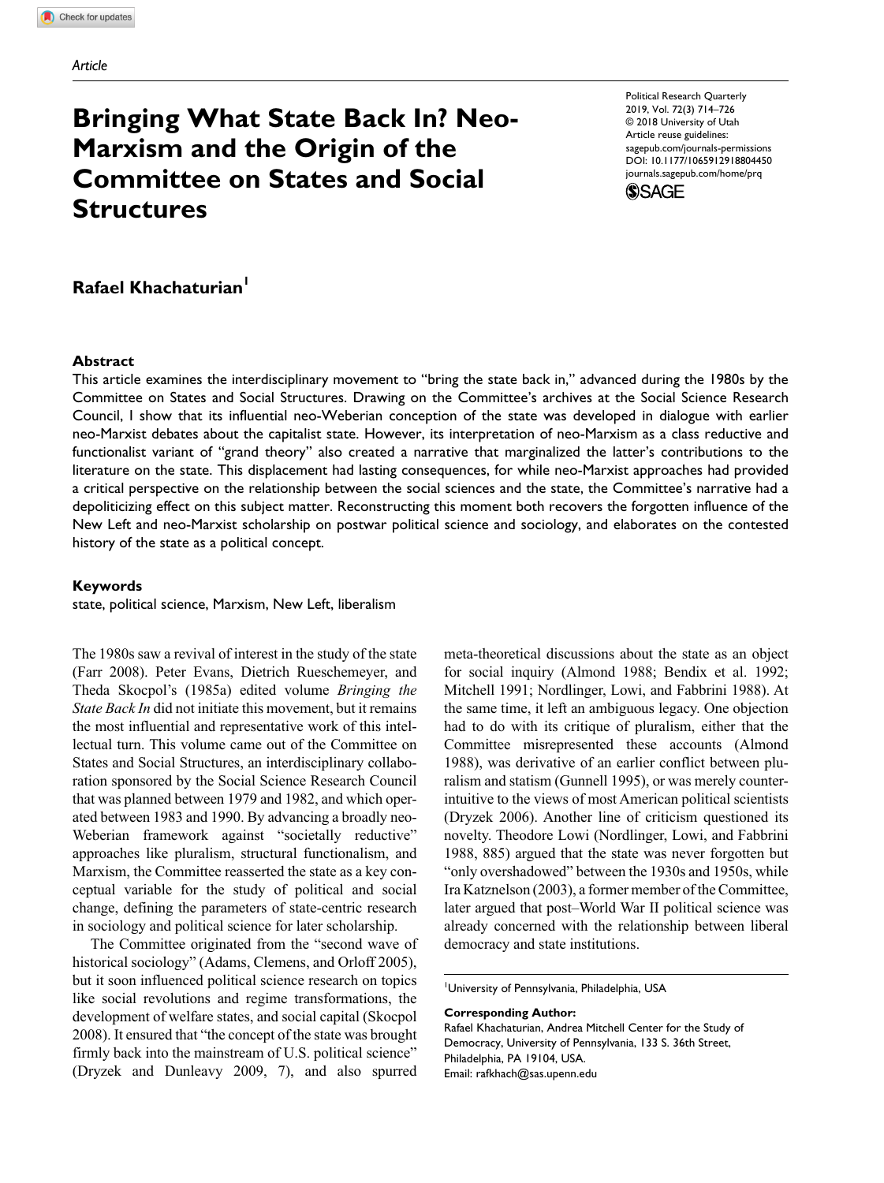Article

# Bringing What State Back In? Neo-Marxism and the Origin of the Committee on States and Social Structures

**Rafael Khachaturian**[1]

### Abstract

This article examines the interdisciplinary movement to "bring the state back in," advanced during the 1980s by the Committee on States and Social Structures. Drawing on the Committee's archives at the Social Science Research Council, I show that its influential neo-Weberian conception of the state was developed in dialogue with earlier neo-Marxist debates about the capitalist state. However, its interpretation of neo-Marxism as a class reductive and functionalist variant of "grand theory" also created a narrative that marginalized the latter's contributions to the literature on the state. This displacement had lasting consequences, for while neo-Marxist approaches had provided a critical perspective on the relationship between the social sciences and the state, the Committee's narrative had a depoliticizing effect on this subject matter. Reconstructing this moment both recovers the forgotten influence of the New Left and neo-Marxist scholarship on postwar political science and sociology, and elaborates on the contested history of the state as a political concept.

### Keywords

state, political science, Marxism, New Left, liberalism

The 1980s saw a revival of interest in the study of the state (Farr 2008). Peter Evans, Dietrich Rueschemeyer, and Theda Skocpol's (1985a) edited volume *Bringing the State Back In* did not initiate this movement, but it remains the most influential and representative work of this intellectual turn. This volume came out of the Committee on States and Social Structures, an interdisciplinary collaboration sponsored by the Social Science Research Council that was planned between 1979 and 1982, and which operated between 1983 and 1990. By advancing a broadly neo-Weberian framework against "societally reductive" approaches like pluralism, structural functionalism, and Marxism, the Committee reasserted the state as a key conceptual variable for the study of political and social change, defining the parameters of state-centric research in sociology and political science for later scholarship.

The Committee originated from the "second wave of historical sociology" (Adams, Clemens, and Orloff 2005), but it soon influenced political science research on topics like social revolutions and regime transformations, the development of welfare states, and social capital (Skocpol 2008). It ensured that "the concept of the state was brought firmly back into the mainstream of U.S. political science" (Dryzek and Dunleavy 2009, 7), and also spurred meta-theoretical discussions about the state as an object for social inquiry (Almond 1988; Bendix et al. 1992; Mitchell 1991; Nordlinger, Lowi, and Fabbrini 1988). At the same time, it left an ambiguous legacy. One objection had to do with its critique of pluralism, either that the Committee misrepresented these accounts (Almond 1988), was derivative of an earlier conflict between pluralism and statism (Gunnell 1995), or was merely counter-intuitive to the views of most American political scientists (Dryzek 2006). Another line of criticism questioned its novelty. Theodore Lowi (Nordlinger, Lowi, and Fabbrini 1988, 885) argued that the state was never forgotten but "only overshadowed" between the 1930s and 1950s, while Ira Katznelson (2003), a former member of the Committee, later argued that post–World War II political science was already concerned with the relationship between liberal democracy and state institutions.

[1]University of Pennsylvania, Philadelphia, USA

**Corresponding Author:**
Rafael Khachaturian, Andrea Mitchell Center for the Study of Democracy, University of Pennsylvania, 133 S. 36th Street, Philadelphia, PA 19104, USA.
Email: rafkhach@sas.upenn.edu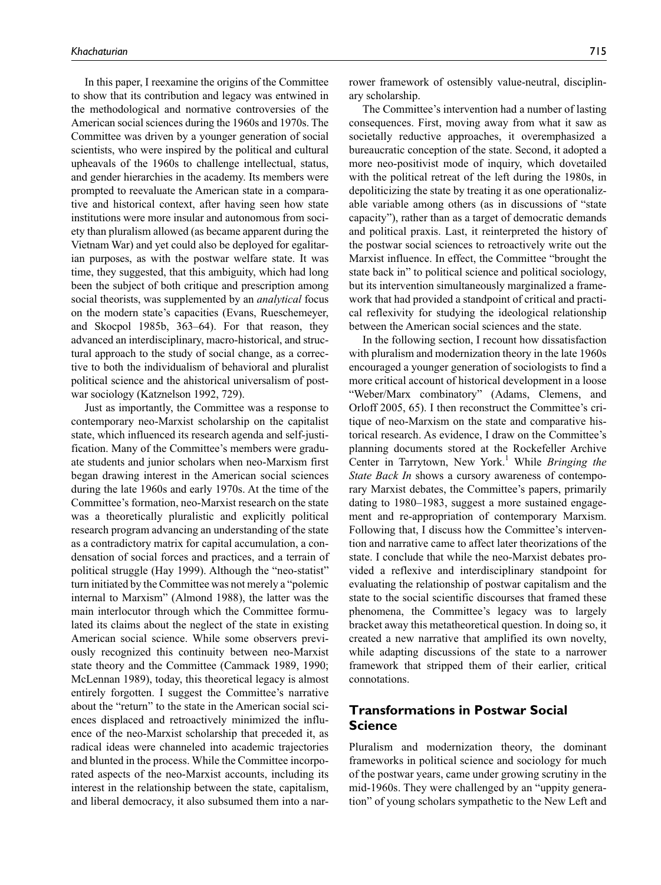In this paper, I reexamine the origins of the Committee to show that its contribution and legacy was entwined in the methodological and normative controversies of the American social sciences during the 1960s and 1970s. The Committee was driven by a younger generation of social scientists, who were inspired by the political and cultural upheavals of the 1960s to challenge intellectual, status, and gender hierarchies in the academy. Its members were prompted to reevaluate the American state in a comparative and historical context, after having seen how state institutions were more insular and autonomous from society than pluralism allowed (as became apparent during the Vietnam War) and yet could also be deployed for egalitarian purposes, as with the postwar welfare state. It was time, they suggested, that this ambiguity, which had long been the subject of both critique and prescription among social theorists, was supplemented by an *analytical* focus on the modern state's capacities (Evans, Rueschemeyer, and Skocpol 1985b, 363–64). For that reason, they advanced an interdisciplinary, macro-historical, and structural approach to the study of social change, as a corrective to both the individualism of behavioral and pluralist political science and the ahistorical universalism of postwar sociology (Katznelson 1992, 729).

Just as importantly, the Committee was a response to contemporary neo-Marxist scholarship on the capitalist state, which influenced its research agenda and self-justification. Many of the Committee's members were graduate students and junior scholars when neo-Marxism first began drawing interest in the American social sciences during the late 1960s and early 1970s. At the time of the Committee's formation, neo-Marxist research on the state was a theoretically pluralistic and explicitly political research program advancing an understanding of the state as a contradictory matrix for capital accumulation, a condensation of social forces and practices, and a terrain of political struggle (Hay 1999). Although the "neo-statist" turn initiated by the Committee was not merely a "polemic internal to Marxism" (Almond 1988), the latter was the main interlocutor through which the Committee formulated its claims about the neglect of the state in existing American social science. While some observers previously recognized this continuity between neo-Marxist state theory and the Committee (Cammack 1989, 1990; McLennan 1989), today, this theoretical legacy is almost entirely forgotten. I suggest the Committee's narrative about the "return" to the state in the American social sciences displaced and retroactively minimized the influence of the neo-Marxist scholarship that preceded it, as radical ideas were channeled into academic trajectories and blunted in the process. While the Committee incorporated aspects of the neo-Marxist accounts, including its interest in the relationship between the state, capitalism, and liberal democracy, it also subsumed them into a narrower framework of ostensibly value-neutral, disciplinary scholarship.

The Committee's intervention had a number of lasting consequences. First, moving away from what it saw as societally reductive approaches, it overemphasized a bureaucratic conception of the state. Second, it adopted a more neo-positivist mode of inquiry, which dovetailed with the political retreat of the left during the 1980s, in depoliticizing the state by treating it as one operationalizable variable among others (as in discussions of "state capacity"), rather than as a target of democratic demands and political praxis. Last, it reinterpreted the history of the postwar social sciences to retroactively write out the Marxist influence. In effect, the Committee "brought the state back in" to political science and political sociology, but its intervention simultaneously marginalized a framework that had provided a standpoint of critical and practical reflexivity for studying the ideological relationship between the American social sciences and the state.

In the following section, I recount how dissatisfaction with pluralism and modernization theory in the late 1960s encouraged a younger generation of sociologists to find a more critical account of historical development in a loose "Weber/Marx combinatory" (Adams, Clemens, and Orloff 2005, 65). I then reconstruct the Committee's critique of neo-Marxism on the state and comparative historical research. As evidence, I draw on the Committee's planning documents stored at the Rockefeller Archive Center in Tarrytown, New York.[1] While *Bringing the State Back In* shows a cursory awareness of contemporary Marxist debates, the Committee's papers, primarily dating to 1980–1983, suggest a more sustained engagement and re-appropriation of contemporary Marxism. Following that, I discuss how the Committee's intervention and narrative came to affect later theorizations of the state. I conclude that while the neo-Marxist debates provided a reflexive and interdisciplinary standpoint for evaluating the relationship of postwar capitalism and the state to the social scientific discourses that framed these phenomena, the Committee's legacy was to largely bracket away this metatheoretical question. In doing so, it created a new narrative that amplified its own novelty, while adapting discussions of the state to a narrower framework that stripped them of their earlier, critical connotations.

## Transformations in Postwar Social Science

Pluralism and modernization theory, the dominant frameworks in political science and sociology for much of the postwar years, came under growing scrutiny in the mid-1960s. They were challenged by an "uppity generation" of young scholars sympathetic to the New Left and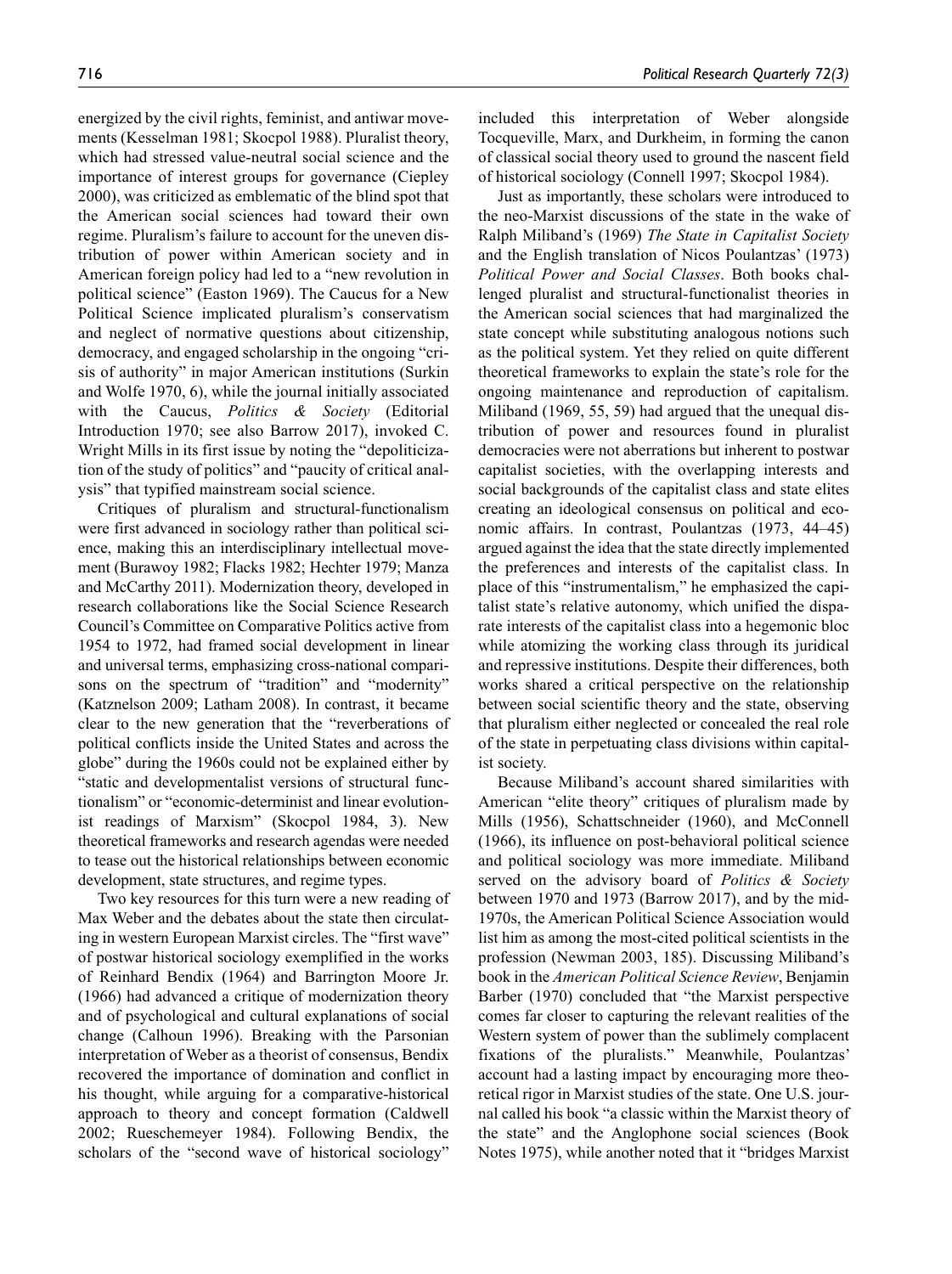energized by the civil rights, feminist, and antiwar movements (Kesselman 1981; Skocpol 1988). Pluralist theory, which had stressed value-neutral social science and the importance of interest groups for governance (Ciepley 2000), was criticized as emblematic of the blind spot that the American social sciences had toward their own regime. Pluralism's failure to account for the uneven distribution of power within American society and in American foreign policy had led to a "new revolution in political science" (Easton 1969). The Caucus for a New Political Science implicated pluralism's conservatism and neglect of normative questions about citizenship, democracy, and engaged scholarship in the ongoing "crisis of authority" in major American institutions (Surkin and Wolfe 1970, 6), while the journal initially associated with the Caucus, *Politics & Society* (Editorial Introduction 1970; see also Barrow 2017), invoked C. Wright Mills in its first issue by noting the "depoliticization of the study of politics" and "paucity of critical analysis" that typified mainstream social science.

Critiques of pluralism and structural-functionalism were first advanced in sociology rather than political science, making this an interdisciplinary intellectual movement (Burawoy 1982; Flacks 1982; Hechter 1979; Manza and McCarthy 2011). Modernization theory, developed in research collaborations like the Social Science Research Council's Committee on Comparative Politics active from 1954 to 1972, had framed social development in linear and universal terms, emphasizing cross-national comparisons on the spectrum of "tradition" and "modernity" (Katznelson 2009; Latham 2008). In contrast, it became clear to the new generation that the "reverberations of political conflicts inside the United States and across the globe" during the 1960s could not be explained either by "static and developmentalist versions of structural functionalism" or "economic-determinist and linear evolutionist readings of Marxism" (Skocpol 1984, 3). New theoretical frameworks and research agendas were needed to tease out the historical relationships between economic development, state structures, and regime types.

Two key resources for this turn were a new reading of Max Weber and the debates about the state then circulating in western European Marxist circles. The "first wave" of postwar historical sociology exemplified in the works of Reinhard Bendix (1964) and Barrington Moore Jr. (1966) had advanced a critique of modernization theory and of psychological and cultural explanations of social change (Calhoun 1996). Breaking with the Parsonian interpretation of Weber as a theorist of consensus, Bendix recovered the importance of domination and conflict in his thought, while arguing for a comparative-historical approach to theory and concept formation (Caldwell 2002; Rueschemeyer 1984). Following Bendix, the scholars of the "second wave of historical sociology" included this interpretation of Weber alongside Tocqueville, Marx, and Durkheim, in forming the canon of classical social theory used to ground the nascent field of historical sociology (Connell 1997; Skocpol 1984).

Just as importantly, these scholars were introduced to the neo-Marxist discussions of the state in the wake of Ralph Miliband's (1969) *The State in Capitalist Society* and the English translation of Nicos Poulantzas' (1973) *Political Power and Social Classes*. Both books challenged pluralist and structural-functionalist theories in the American social sciences that had marginalized the state concept while substituting analogous notions such as the political system. Yet they relied on quite different theoretical frameworks to explain the state's role for the ongoing maintenance and reproduction of capitalism. Miliband (1969, 55, 59) had argued that the unequal distribution of power and resources found in pluralist democracies were not aberrations but inherent to postwar capitalist societies, with the overlapping interests and social backgrounds of the capitalist class and state elites creating an ideological consensus on political and economic affairs. In contrast, Poulantzas (1973, 44–45) argued against the idea that the state directly implemented the preferences and interests of the capitalist class. In place of this "instrumentalism," he emphasized the capitalist state's relative autonomy, which unified the disparate interests of the capitalist class into a hegemonic bloc while atomizing the working class through its juridical and repressive institutions. Despite their differences, both works shared a critical perspective on the relationship between social scientific theory and the state, observing that pluralism either neglected or concealed the real role of the state in perpetuating class divisions within capitalist society.

Because Miliband's account shared similarities with American "elite theory" critiques of pluralism made by Mills (1956), Schattschneider (1960), and McConnell (1966), its influence on post-behavioral political science and political sociology was more immediate. Miliband served on the advisory board of *Politics & Society* between 1970 and 1973 (Barrow 2017), and by the mid-1970s, the American Political Science Association would list him as among the most-cited political scientists in the profession (Newman 2003, 185). Discussing Miliband's book in the *American Political Science Review*, Benjamin Barber (1970) concluded that "the Marxist perspective comes far closer to capturing the relevant realities of the Western system of power than the sublimely complacent fixations of the pluralists." Meanwhile, Poulantzas' account had a lasting impact by encouraging more theoretical rigor in Marxist studies of the state. One U.S. journal called his book "a classic within the Marxist theory of the state" and the Anglophone social sciences (Book Notes 1975), while another noted that it "bridges Marxist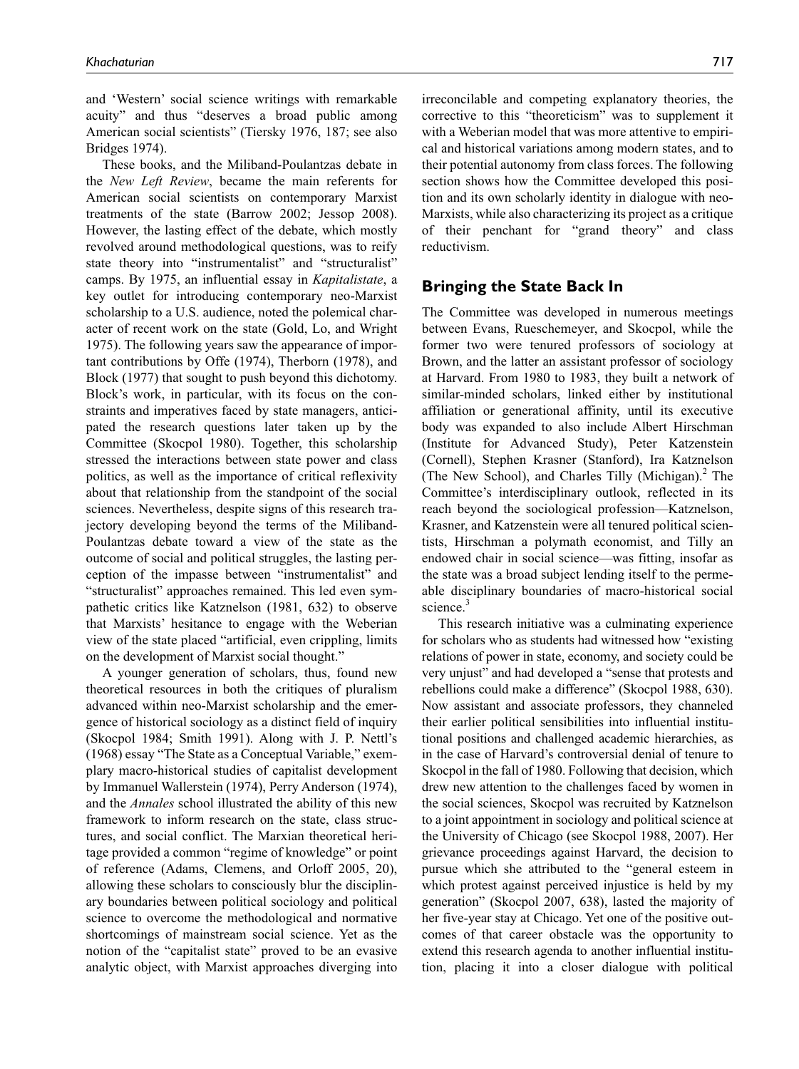and 'Western' social science writings with remarkable acuity" and thus "deserves a broad public among American social scientists" (Tiersky 1976, 187; see also Bridges 1974).

These books, and the Miliband-Poulantzas debate in the *New Left Review*, became the main referents for American social scientists on contemporary Marxist treatments of the state (Barrow 2002; Jessop 2008). However, the lasting effect of the debate, which mostly revolved around methodological questions, was to reify state theory into "instrumentalist" and "structuralist" camps. By 1975, an influential essay in *Kapitalistate*, a key outlet for introducing contemporary neo-Marxist scholarship to a U.S. audience, noted the polemical character of recent work on the state (Gold, Lo, and Wright 1975). The following years saw the appearance of important contributions by Offe (1974), Therborn (1978), and Block (1977) that sought to push beyond this dichotomy. Block's work, in particular, with its focus on the constraints and imperatives faced by state managers, anticipated the research questions later taken up by the Committee (Skocpol 1980). Together, this scholarship stressed the interactions between state power and class politics, as well as the importance of critical reflexivity about that relationship from the standpoint of the social sciences. Nevertheless, despite signs of this research trajectory developing beyond the terms of the Miliband-Poulantzas debate toward a view of the state as the outcome of social and political struggles, the lasting perception of the impasse between "instrumentalist" and "structuralist" approaches remained. This led even sympathetic critics like Katznelson (1981, 632) to observe that Marxists' hesitance to engage with the Weberian view of the state placed "artificial, even crippling, limits on the development of Marxist social thought."

A younger generation of scholars, thus, found new theoretical resources in both the critiques of pluralism advanced within neo-Marxist scholarship and the emergence of historical sociology as a distinct field of inquiry (Skocpol 1984; Smith 1991). Along with J. P. Nettl's (1968) essay "The State as a Conceptual Variable," exemplary macro-historical studies of capitalist development by Immanuel Wallerstein (1974), Perry Anderson (1974), and the *Annales* school illustrated the ability of this new framework to inform research on the state, class structures, and social conflict. The Marxian theoretical heritage provided a common "regime of knowledge" or point of reference (Adams, Clemens, and Orloff 2005, 20), allowing these scholars to consciously blur the disciplinary boundaries between political sociology and political science to overcome the methodological and normative shortcomings of mainstream social science. Yet as the notion of the "capitalist state" proved to be an evasive analytic object, with Marxist approaches diverging into irreconcilable and competing explanatory theories, the corrective to this "theoreticism" was to supplement it with a Weberian model that was more attentive to empirical and historical variations among modern states, and to their potential autonomy from class forces. The following section shows how the Committee developed this position and its own scholarly identity in dialogue with neo-Marxists, while also characterizing its project as a critique of their penchant for "grand theory" and class reductivism.

## Bringing the State Back In

The Committee was developed in numerous meetings between Evans, Rueschemeyer, and Skocpol, while the former two were tenured professors of sociology at Brown, and the latter an assistant professor of sociology at Harvard. From 1980 to 1983, they built a network of similar-minded scholars, linked either by institutional affiliation or generational affinity, until its executive body was expanded to also include Albert Hirschman (Institute for Advanced Study), Peter Katzenstein (Cornell), Stephen Krasner (Stanford), Ira Katznelson (The New School), and Charles Tilly (Michigan).[2] The Committee's interdisciplinary outlook, reflected in its reach beyond the sociological profession—Katznelson, Krasner, and Katzenstein were all tenured political scientists, Hirschman a polymath economist, and Tilly an endowed chair in social science—was fitting, insofar as the state was a broad subject lending itself to the permeable disciplinary boundaries of macro-historical social science.[3]

This research initiative was a culminating experience for scholars who as students had witnessed how "existing relations of power in state, economy, and society could be very unjust" and had developed a "sense that protests and rebellions could make a difference" (Skocpol 1988, 630). Now assistant and associate professors, they channeled their earlier political sensibilities into influential institutional positions and challenged academic hierarchies, as in the case of Harvard's controversial denial of tenure to Skocpol in the fall of 1980. Following that decision, which drew new attention to the challenges faced by women in the social sciences, Skocpol was recruited by Katznelson to a joint appointment in sociology and political science at the University of Chicago (see Skocpol 1988, 2007). Her grievance proceedings against Harvard, the decision to pursue which she attributed to the "general esteem in which protest against perceived injustice is held by my generation" (Skocpol 2007, 638), lasted the majority of her five-year stay at Chicago. Yet one of the positive outcomes of that career obstacle was the opportunity to extend this research agenda to another influential institution, placing it into a closer dialogue with political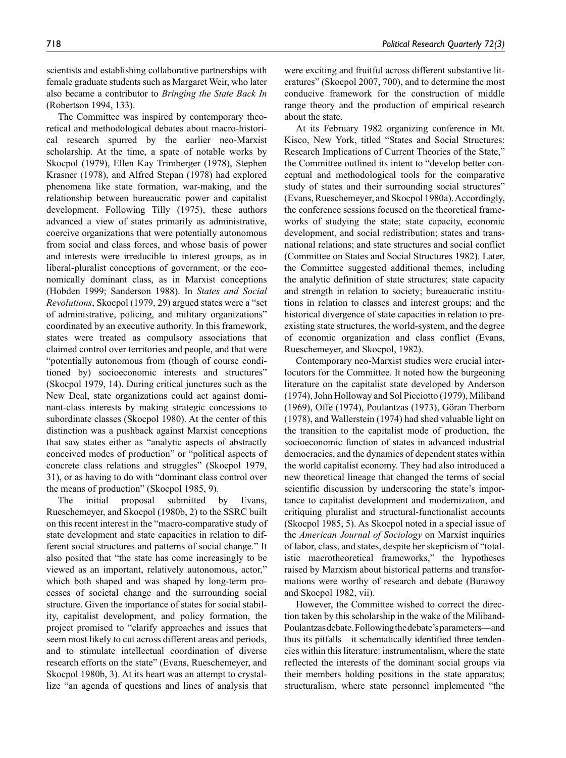scientists and establishing collaborative partnerships with female graduate students such as Margaret Weir, who later also became a contributor to *Bringing the State Back In* (Robertson 1994, 133).

The Committee was inspired by contemporary theoretical and methodological debates about macro-historical research spurred by the earlier neo-Marxist scholarship. At the time, a spate of notable works by Skocpol (1979), Ellen Kay Trimberger (1978), Stephen Krasner (1978), and Alfred Stepan (1978) had explored phenomena like state formation, war-making, and the relationship between bureaucratic power and capitalist development. Following Tilly (1975), these authors advanced a view of states primarily as administrative, coercive organizations that were potentially autonomous from social and class forces, and whose basis of power and interests were irreducible to interest groups, as in liberal-pluralist conceptions of government, or the economically dominant class, as in Marxist conceptions (Hobden 1999; Sanderson 1988). In *States and Social Revolutions*, Skocpol (1979, 29) argued states were a "set of administrative, policing, and military organizations" coordinated by an executive authority. In this framework, states were treated as compulsory associations that claimed control over territories and people, and that were "potentially autonomous from (though of course conditioned by) socioeconomic interests and structures" (Skocpol 1979, 14). During critical junctures such as the New Deal, state organizations could act against dominant-class interests by making strategic concessions to subordinate classes (Skocpol 1980). At the center of this distinction was a pushback against Marxist conceptions that saw states either as "analytic aspects of abstractly conceived modes of production" or "political aspects of concrete class relations and struggles" (Skocpol 1979, 31), or as having to do with "dominant class control over the means of production" (Skocpol 1985, 9).

The initial proposal submitted by Evans, Rueschemeyer, and Skocpol (1980b, 2) to the SSRC built on this recent interest in the "macro-comparative study of state development and state capacities in relation to different social structures and patterns of social change." It also posited that "the state has come increasingly to be viewed as an important, relatively autonomous, actor," which both shaped and was shaped by long-term processes of societal change and the surrounding social structure. Given the importance of states for social stability, capitalist development, and policy formation, the project promised to "clarify approaches and issues that seem most likely to cut across different areas and periods, and to stimulate intellectual coordination of diverse research efforts on the state" (Evans, Rueschemeyer, and Skocpol 1980b, 3). At its heart was an attempt to crystallize "an agenda of questions and lines of analysis that were exciting and fruitful across different substantive literatures" (Skocpol 2007, 700), and to determine the most conducive framework for the construction of middle range theory and the production of empirical research about the state.

At its February 1982 organizing conference in Mt. Kisco, New York, titled "States and Social Structures: Research Implications of Current Theories of the State," the Committee outlined its intent to "develop better conceptual and methodological tools for the comparative study of states and their surrounding social structures" (Evans, Rueschemeyer, and Skocpol 1980a). Accordingly, the conference sessions focused on the theoretical frameworks of studying the state; state capacity, economic development, and social redistribution; states and transnational relations; and state structures and social conflict (Committee on States and Social Structures 1982). Later, the Committee suggested additional themes, including the analytic definition of state structures; state capacity and strength in relation to society; bureaucratic institutions in relation to classes and interest groups; and the historical divergence of state capacities in relation to preexisting state structures, the world-system, and the degree of economic organization and class conflict (Evans, Rueschemeyer, and Skocpol, 1982).

Contemporary neo-Marxist studies were crucial interlocutors for the Committee. It noted how the burgeoning literature on the capitalist state developed by Anderson (1974), John Holloway and Sol Picciotto (1979), Miliband (1969), Offe (1974), Poulantzas (1973), Göran Therborn (1978), and Wallerstein (1974) had shed valuable light on the transition to the capitalist mode of production, the socioeconomic function of states in advanced industrial democracies, and the dynamics of dependent states within the world capitalist economy. They had also introduced a new theoretical lineage that changed the terms of social scientific discussion by underscoring the state's importance to capitalist development and modernization, and critiquing pluralist and structural-functionalist accounts (Skocpol 1985, 5). As Skocpol noted in a special issue of the *American Journal of Sociology* on Marxist inquiries of labor, class, and states, despite her skepticism of "totalistic macrotheoretical frameworks," the hypotheses raised by Marxism about historical patterns and transformations were worthy of research and debate (Burawoy and Skocpol 1982, vii).

However, the Committee wished to correct the direction taken by this scholarship in the wake of the Miliband-Poulantzas debate. Following the debate's parameters—and thus its pitfalls—it schematically identified three tendencies within this literature: instrumentalism, where the state reflected the interests of the dominant social groups via their members holding positions in the state apparatus; structuralism, where state personnel implemented "the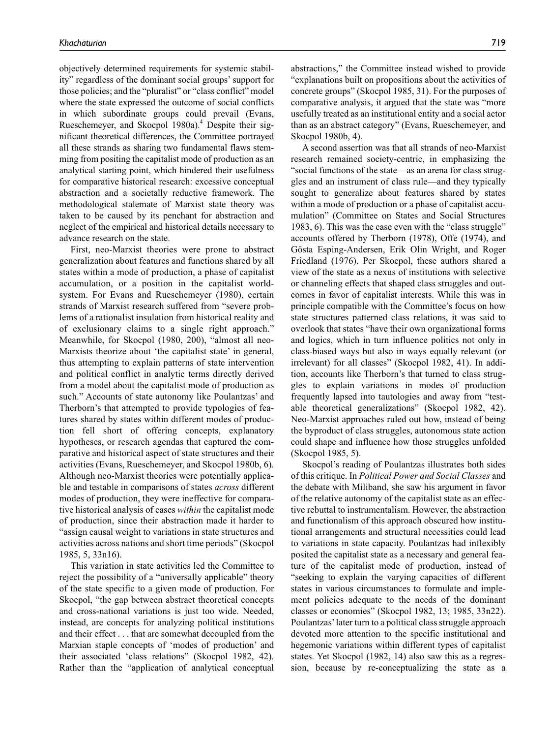objectively determined requirements for systemic stability" regardless of the dominant social groups' support for those policies; and the "pluralist" or "class conflict" model where the state expressed the outcome of social conflicts in which subordinate groups could prevail (Evans, Rueschemeyer, and Skocpol 1980a).[4] Despite their significant theoretical differences, the Committee portrayed all these strands as sharing two fundamental flaws stemming from positing the capitalist mode of production as an analytical starting point, which hindered their usefulness for comparative historical research: excessive conceptual abstraction and a societally reductive framework. The methodological stalemate of Marxist state theory was taken to be caused by its penchant for abstraction and neglect of the empirical and historical details necessary to advance research on the state.

First, neo-Marxist theories were prone to abstract generalization about features and functions shared by all states within a mode of production, a phase of capitalist accumulation, or a position in the capitalist world-system. For Evans and Rueschemeyer (1980), certain strands of Marxist research suffered from "severe problems of a rationalist insulation from historical reality and of exclusionary claims to a single right approach." Meanwhile, for Skocpol (1980, 200), "almost all neo-Marxists theorize about 'the capitalist state' in general, thus attempting to explain patterns of state intervention and political conflict in analytic terms directly derived from a model about the capitalist mode of production as such." Accounts of state autonomy like Poulantzas' and Therborn's that attempted to provide typologies of features shared by states within different modes of production fell short of offering concepts, explanatory hypotheses, or research agendas that captured the comparative and historical aspect of state structures and their activities (Evans, Rueschemeyer, and Skocpol 1980b, 6). Although neo-Marxist theories were potentially applicable and testable in comparisons of states *across* different modes of production, they were ineffective for comparative historical analysis of cases *within* the capitalist mode of production, since their abstraction made it harder to "assign causal weight to variations in state structures and activities across nations and short time periods" (Skocpol 1985, 5, 33n16).

This variation in state activities led the Committee to reject the possibility of a "universally applicable" theory of the state specific to a given mode of production. For Skocpol, "the gap between abstract theoretical concepts and cross-national variations is just too wide. Needed, instead, are concepts for analyzing political institutions and their effect . . . that are somewhat decoupled from the Marxian staple concepts of 'modes of production' and their associated 'class relations'' (Skocpol 1982, 42). Rather than the "application of analytical conceptual abstractions," the Committee instead wished to provide "explanations built on propositions about the activities of concrete groups" (Skocpol 1985, 31). For the purposes of comparative analysis, it argued that the state was "more usefully treated as an institutional entity and a social actor than as an abstract category" (Evans, Rueschemeyer, and Skocpol 1980b, 4).

A second assertion was that all strands of neo-Marxist research remained society-centric, in emphasizing the "social functions of the state—as an arena for class struggles and an instrument of class rule—and they typically sought to generalize about features shared by states within a mode of production or a phase of capitalist accumulation" (Committee on States and Social Structures 1983, 6). This was the case even with the "class struggle" accounts offered by Therborn (1978), Offe (1974), and Gösta Esping-Andersen, Erik Olin Wright, and Roger Friedland (1976). Per Skocpol, these authors shared a view of the state as a nexus of institutions with selective or channeling effects that shaped class struggles and outcomes in favor of capitalist interests. While this was in principle compatible with the Committee's focus on how state structures patterned class relations, it was said to overlook that states "have their own organizational forms and logics, which in turn influence politics not only in class-biased ways but also in ways equally relevant (or irrelevant) for all classes" (Skocpol 1982, 41). In addition, accounts like Therborn's that turned to class struggles to explain variations in modes of production frequently lapsed into tautologies and away from "testable theoretical generalizations" (Skocpol 1982, 42). Neo-Marxist approaches ruled out how, instead of being the byproduct of class struggles, autonomous state action could shape and influence how those struggles unfolded (Skocpol 1985, 5).

Skocpol's reading of Poulantzas illustrates both sides of this critique. In *Political Power and Social Classes* and the debate with Miliband, she saw his argument in favor of the relative autonomy of the capitalist state as an effective rebuttal to instrumentalism. However, the abstraction and functionalism of this approach obscured how institutional arrangements and structural necessities could lead to variations in state capacity. Poulantzas had inflexibly posited the capitalist state as a necessary and general feature of the capitalist mode of production, instead of "seeking to explain the varying capacities of different states in various circumstances to formulate and implement policies adequate to the needs of the dominant classes or economies" (Skocpol 1982, 13; 1985, 33n22). Poulantzas' later turn to a political class struggle approach devoted more attention to the specific institutional and hegemonic variations within different types of capitalist states. Yet Skocpol (1982, 14) also saw this as a regression, because by re-conceptualizing the state as a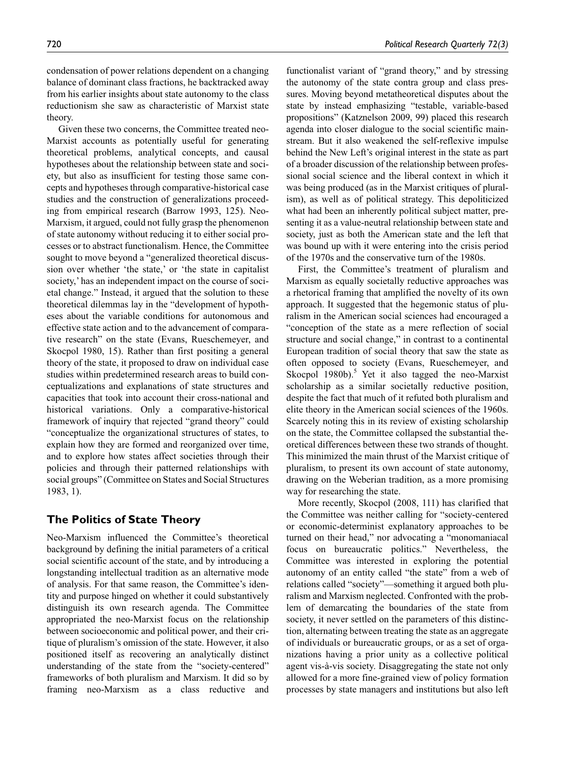condensation of power relations dependent on a changing balance of dominant class fractions, he backtracked away from his earlier insights about state autonomy to the class reductionism she saw as characteristic of Marxist state theory.

Given these two concerns, the Committee treated neo-Marxist accounts as potentially useful for generating theoretical problems, analytical concepts, and causal hypotheses about the relationship between state and society, but also as insufficient for testing those same concepts and hypotheses through comparative-historical case studies and the construction of generalizations proceeding from empirical research (Barrow 1993, 125). Neo-Marxism, it argued, could not fully grasp the phenomenon of state autonomy without reducing it to either social processes or to abstract functionalism. Hence, the Committee sought to move beyond a "generalized theoretical discussion over whether 'the state,' or 'the state in capitalist society,' has an independent impact on the course of societal change." Instead, it argued that the solution to these theoretical dilemmas lay in the "development of hypotheses about the variable conditions for autonomous and effective state action and to the advancement of comparative research" on the state (Evans, Rueschemeyer, and Skocpol 1980, 15). Rather than first positing a general theory of the state, it proposed to draw on individual case studies within predetermined research areas to build conceptualizations and explanations of state structures and capacities that took into account their cross-national and historical variations. Only a comparative-historical framework of inquiry that rejected "grand theory" could "conceptualize the organizational structures of states, to explain how they are formed and reorganized over time, and to explore how states affect societies through their policies and through their patterned relationships with social groups" (Committee on States and Social Structures 1983, 1).

## The Politics of State Theory

Neo-Marxism influenced the Committee's theoretical background by defining the initial parameters of a critical social scientific account of the state, and by introducing a longstanding intellectual tradition as an alternative mode of analysis. For that same reason, the Committee's identity and purpose hinged on whether it could substantively distinguish its own research agenda. The Committee appropriated the neo-Marxist focus on the relationship between socioeconomic and political power, and their critique of pluralism's omission of the state. However, it also positioned itself as recovering an analytically distinct understanding of the state from the "society-centered" frameworks of both pluralism and Marxism. It did so by framing neo-Marxism as a class reductive and functionalist variant of "grand theory," and by stressing the autonomy of the state contra group and class pressures. Moving beyond metatheoretical disputes about the state by instead emphasizing "testable, variable-based propositions" (Katznelson 2009, 99) placed this research agenda into closer dialogue to the social scientific mainstream. But it also weakened the self-reflexive impulse behind the New Left's original interest in the state as part of a broader discussion of the relationship between professional social science and the liberal context in which it was being produced (as in the Marxist critiques of pluralism), as well as of political strategy. This depoliticized what had been an inherently political subject matter, presenting it as a value-neutral relationship between state and society, just as both the American state and the left that was bound up with it were entering into the crisis period of the 1970s and the conservative turn of the 1980s.

First, the Committee's treatment of pluralism and Marxism as equally societally reductive approaches was a rhetorical framing that amplified the novelty of its own approach. It suggested that the hegemonic status of pluralism in the American social sciences had encouraged a "conception of the state as a mere reflection of social structure and social change," in contrast to a continental European tradition of social theory that saw the state as often opposed to society (Evans, Rueschemeyer, and Skocpol 1980b).[5] Yet it also tagged the neo-Marxist scholarship as a similar societally reductive position, despite the fact that much of it refuted both pluralism and elite theory in the American social sciences of the 1960s. Scarcely noting this in its review of existing scholarship on the state, the Committee collapsed the substantial theoretical differences between these two strands of thought. This minimized the main thrust of the Marxist critique of pluralism, to present its own account of state autonomy, drawing on the Weberian tradition, as a more promising way for researching the state.

More recently, Skocpol (2008, 111) has clarified that the Committee was neither calling for "society-centered or economic-determinist explanatory approaches to be turned on their head," nor advocating a "monomaniacal focus on bureaucratic politics." Nevertheless, the Committee was interested in exploring the potential autonomy of an entity called "the state" from a web of relations called "society"—something it argued both pluralism and Marxism neglected. Confronted with the problem of demarcating the boundaries of the state from society, it never settled on the parameters of this distinction, alternating between treating the state as an aggregate of individuals or bureaucratic groups, or as a set of organizations having a prior unity as a collective political agent vis-à-vis society. Disaggregating the state not only allowed for a more fine-grained view of policy formation processes by state managers and institutions but also left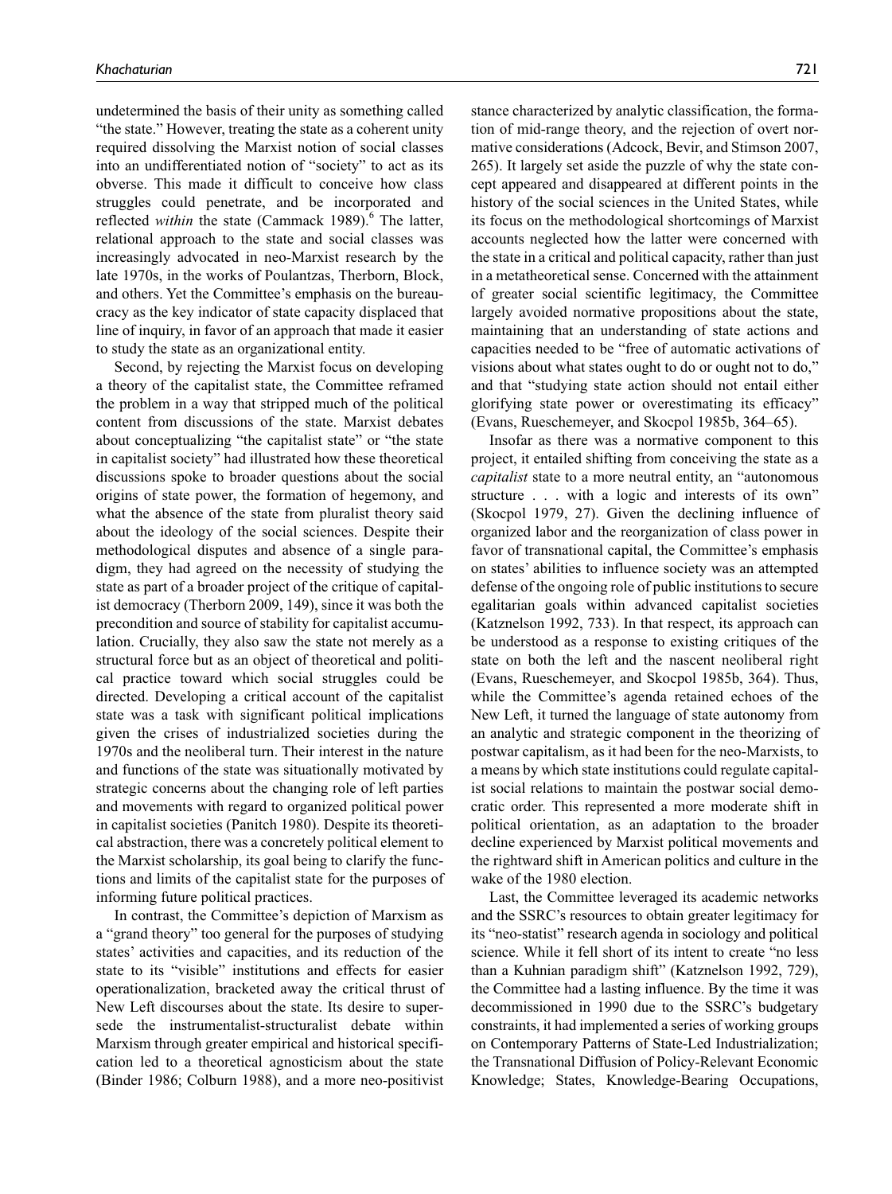undetermined the basis of their unity as something called "the state." However, treating the state as a coherent unity required dissolving the Marxist notion of social classes into an undifferentiated notion of "society" to act as its obverse. This made it difficult to conceive how class struggles could penetrate, and be incorporated and reflected *within* the state (Cammack 1989).[6] The latter, relational approach to the state and social classes was increasingly advocated in neo-Marxist research by the late 1970s, in the works of Poulantzas, Therborn, Block, and others. Yet the Committee's emphasis on the bureaucracy as the key indicator of state capacity displaced that line of inquiry, in favor of an approach that made it easier to study the state as an organizational entity.

Second, by rejecting the Marxist focus on developing a theory of the capitalist state, the Committee reframed the problem in a way that stripped much of the political content from discussions of the state. Marxist debates about conceptualizing "the capitalist state" or "the state in capitalist society" had illustrated how these theoretical discussions spoke to broader questions about the social origins of state power, the formation of hegemony, and what the absence of the state from pluralist theory said about the ideology of the social sciences. Despite their methodological disputes and absence of a single paradigm, they had agreed on the necessity of studying the state as part of a broader project of the critique of capitalist democracy (Therborn 2009, 149), since it was both the precondition and source of stability for capitalist accumulation. Crucially, they also saw the state not merely as a structural force but as an object of theoretical and political practice toward which social struggles could be directed. Developing a critical account of the capitalist state was a task with significant political implications given the crises of industrialized societies during the 1970s and the neoliberal turn. Their interest in the nature and functions of the state was situationally motivated by strategic concerns about the changing role of left parties and movements with regard to organized political power in capitalist societies (Panitch 1980). Despite its theoretical abstraction, there was a concretely political element to the Marxist scholarship, its goal being to clarify the functions and limits of the capitalist state for the purposes of informing future political practices.

In contrast, the Committee's depiction of Marxism as a "grand theory" too general for the purposes of studying states' activities and capacities, and its reduction of the state to its "visible" institutions and effects for easier operationalization, bracketed away the critical thrust of New Left discourses about the state. Its desire to supersede the instrumentalist-structuralist debate within Marxism through greater empirical and historical specification led to a theoretical agnosticism about the state (Binder 1986; Colburn 1988), and a more neo-positivist stance characterized by analytic classification, the formation of mid-range theory, and the rejection of overt normative considerations (Adcock, Bevir, and Stimson 2007, 265). It largely set aside the puzzle of why the state concept appeared and disappeared at different points in the history of the social sciences in the United States, while its focus on the methodological shortcomings of Marxist accounts neglected how the latter were concerned with the state in a critical and political capacity, rather than just in a metatheoretical sense. Concerned with the attainment of greater social scientific legitimacy, the Committee largely avoided normative propositions about the state, maintaining that an understanding of state actions and capacities needed to be "free of automatic activations of visions about what states ought to do or ought not to do," and that "studying state action should not entail either glorifying state power or overestimating its efficacy" (Evans, Rueschemeyer, and Skocpol 1985b, 364–65).

Insofar as there was a normative component to this project, it entailed shifting from conceiving the state as a *capitalist* state to a more neutral entity, an "autonomous structure . . . with a logic and interests of its own" (Skocpol 1979, 27). Given the declining influence of organized labor and the reorganization of class power in favor of transnational capital, the Committee's emphasis on states' abilities to influence society was an attempted defense of the ongoing role of public institutions to secure egalitarian goals within advanced capitalist societies (Katznelson 1992, 733). In that respect, its approach can be understood as a response to existing critiques of the state on both the left and the nascent neoliberal right (Evans, Rueschemeyer, and Skocpol 1985b, 364). Thus, while the Committee's agenda retained echoes of the New Left, it turned the language of state autonomy from an analytic and strategic component in the theorizing of postwar capitalism, as it had been for the neo-Marxists, to a means by which state institutions could regulate capitalist social relations to maintain the postwar social democratic order. This represented a more moderate shift in political orientation, as an adaptation to the broader decline experienced by Marxist political movements and the rightward shift in American politics and culture in the wake of the 1980 election.

Last, the Committee leveraged its academic networks and the SSRC's resources to obtain greater legitimacy for its "neo-statist" research agenda in sociology and political science. While it fell short of its intent to create "no less than a Kuhnian paradigm shift" (Katznelson 1992, 729), the Committee had a lasting influence. By the time it was decommissioned in 1990 due to the SSRC's budgetary constraints, it had implemented a series of working groups on Contemporary Patterns of State-Led Industrialization; the Transnational Diffusion of Policy-Relevant Economic Knowledge; States, Knowledge-Bearing Occupations,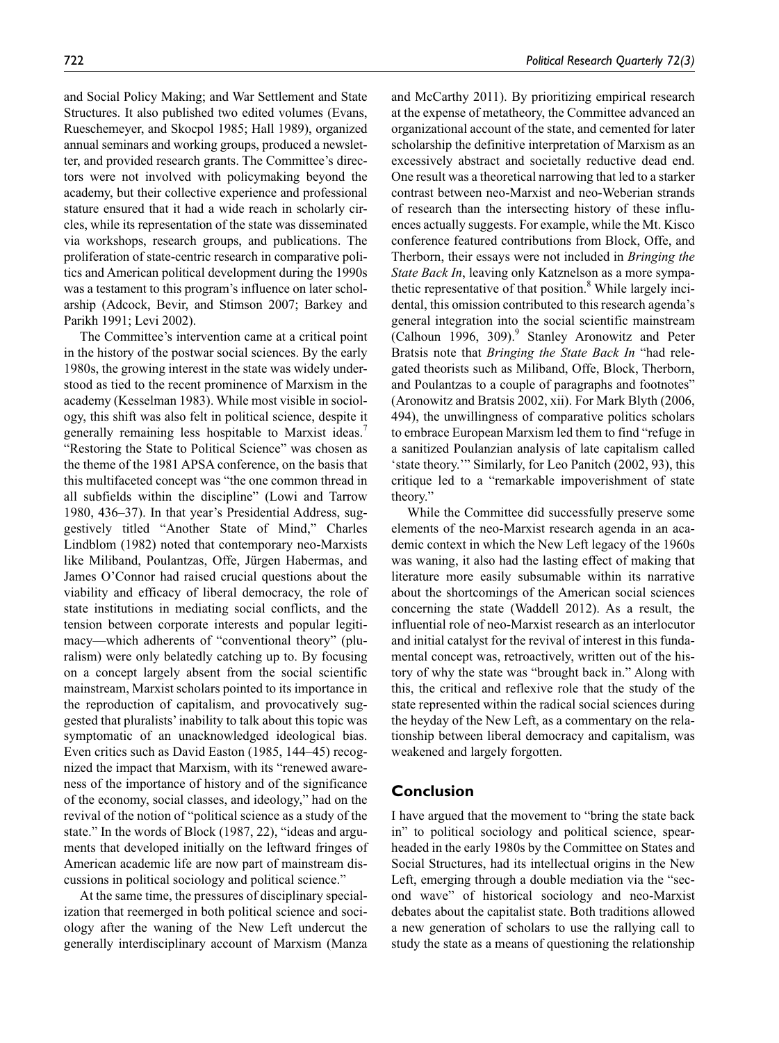and Social Policy Making; and War Settlement and State Structures. It also published two edited volumes (Evans, Rueschemeyer, and Skocpol 1985; Hall 1989), organized annual seminars and working groups, produced a newsletter, and provided research grants. The Committee's directors were not involved with policymaking beyond the academy, but their collective experience and professional stature ensured that it had a wide reach in scholarly circles, while its representation of the state was disseminated via workshops, research groups, and publications. The proliferation of state-centric research in comparative politics and American political development during the 1990s was a testament to this program's influence on later scholarship (Adcock, Bevir, and Stimson 2007; Barkey and Parikh 1991; Levi 2002).

The Committee's intervention came at a critical point in the history of the postwar social sciences. By the early 1980s, the growing interest in the state was widely understood as tied to the recent prominence of Marxism in the academy (Kesselman 1983). While most visible in sociology, this shift was also felt in political science, despite it generally remaining less hospitable to Marxist ideas.[7] "Restoring the State to Political Science" was chosen as the theme of the 1981 APSA conference, on the basis that this multifaceted concept was "the one common thread in all subfields within the discipline" (Lowi and Tarrow 1980, 436–37). In that year's Presidential Address, suggestively titled "Another State of Mind," Charles Lindblom (1982) noted that contemporary neo-Marxists like Miliband, Poulantzas, Offe, Jürgen Habermas, and James O'Connor had raised crucial questions about the viability and efficacy of liberal democracy, the role of state institutions in mediating social conflicts, and the tension between corporate interests and popular legitimacy—which adherents of "conventional theory" (pluralism) were only belatedly catching up to. By focusing on a concept largely absent from the social scientific mainstream, Marxist scholars pointed to its importance in the reproduction of capitalism, and provocatively suggested that pluralists' inability to talk about this topic was symptomatic of an unacknowledged ideological bias. Even critics such as David Easton (1985, 144–45) recognized the impact that Marxism, with its "renewed awareness of the importance of history and of the significance of the economy, social classes, and ideology," had on the revival of the notion of "political science as a study of the state." In the words of Block (1987, 22), "ideas and arguments that developed initially on the leftward fringes of American academic life are now part of mainstream discussions in political sociology and political science."

At the same time, the pressures of disciplinary specialization that reemerged in both political science and sociology after the waning of the New Left undercut the generally interdisciplinary account of Marxism (Manza and McCarthy 2011). By prioritizing empirical research at the expense of metatheory, the Committee advanced an organizational account of the state, and cemented for later scholarship the definitive interpretation of Marxism as an excessively abstract and societally reductive dead end. One result was a theoretical narrowing that led to a starker contrast between neo-Marxist and neo-Weberian strands of research than the intersecting history of these influences actually suggests. For example, while the Mt. Kisco conference featured contributions from Block, Offe, and Therborn, their essays were not included in *Bringing the State Back In*, leaving only Katznelson as a more sympathetic representative of that position.[8] While largely incidental, this omission contributed to this research agenda's general integration into the social scientific mainstream (Calhoun 1996, 309).[9] Stanley Aronowitz and Peter Bratsis note that *Bringing the State Back In* "had relegated theorists such as Miliband, Offe, Block, Therborn, and Poulantzas to a couple of paragraphs and footnotes" (Aronowitz and Bratsis 2002, xii). For Mark Blyth (2006, 494), the unwillingness of comparative politics scholars to embrace European Marxism led them to find "refuge in a sanitized Poulanzian analysis of late capitalism called 'state theory.'" Similarly, for Leo Panitch (2002, 93), this critique led to a "remarkable impoverishment of state theory."

While the Committee did successfully preserve some elements of the neo-Marxist research agenda in an academic context in which the New Left legacy of the 1960s was waning, it also had the lasting effect of making that literature more easily subsumable within its narrative about the shortcomings of the American social sciences concerning the state (Waddell 2012). As a result, the influential role of neo-Marxist research as an interlocutor and initial catalyst for the revival of interest in this fundamental concept was, retroactively, written out of the history of why the state was "brought back in." Along with this, the critical and reflexive role that the study of the state represented within the radical social sciences during the heyday of the New Left, as a commentary on the relationship between liberal democracy and capitalism, was weakened and largely forgotten.

## Conclusion

I have argued that the movement to "bring the state back in" to political sociology and political science, spearheaded in the early 1980s by the Committee on States and Social Structures, had its intellectual origins in the New Left, emerging through a double mediation via the "second wave" of historical sociology and neo-Marxist debates about the capitalist state. Both traditions allowed a new generation of scholars to use the rallying call to study the state as a means of questioning the relationship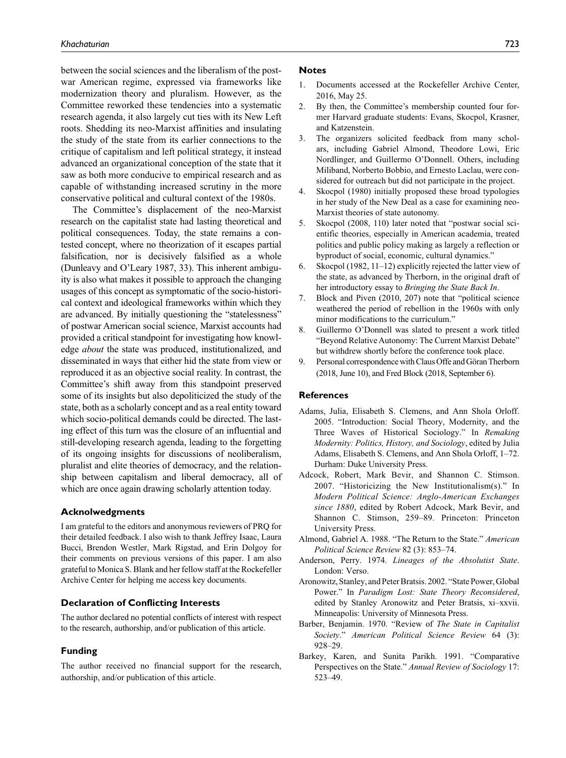between the social sciences and the liberalism of the postwar American regime, expressed via frameworks like modernization theory and pluralism. However, as the Committee reworked these tendencies into a systematic research agenda, it also largely cut ties with its New Left roots. Shedding its neo-Marxist affinities and insulating the study of the state from its earlier connections to the critique of capitalism and left political strategy, it instead advanced an organizational conception of the state that it saw as both more conducive to empirical research and as capable of withstanding increased scrutiny in the more conservative political and cultural context of the 1980s.

The Committee's displacement of the neo-Marxist research on the capitalist state had lasting theoretical and political consequences. Today, the state remains a contested concept, where no theorization of it escapes partial falsification, nor is decisively falsified as a whole (Dunleavy and O'Leary 1987, 33). This inherent ambiguity is also what makes it possible to approach the changing usages of this concept as symptomatic of the socio-historical context and ideological frameworks within which they are advanced. By initially questioning the "statelessness" of postwar American social science, Marxist accounts had provided a critical standpoint for investigating how knowledge *about* the state was produced, institutionalized, and disseminated in ways that either hid the state from view or reproduced it as an objective social reality. In contrast, the Committee's shift away from this standpoint preserved some of its insights but also depoliticized the study of the state, both as a scholarly concept and as a real entity toward which socio-political demands could be directed. The lasting effect of this turn was the closure of an influential and still-developing research agenda, leading to the forgetting of its ongoing insights for discussions of neoliberalism, pluralist and elite theories of democracy, and the relationship between capitalism and liberal democracy, all of which are once again drawing scholarly attention today.

## Acknolwedgments

I am grateful to the editors and anonymous reviewers of PRQ for their detailed feedback. I also wish to thank Jeffrey Isaac, Laura Bucci, Brendon Westler, Mark Rigstad, and Erin Dolgoy for their comments on previous versions of this paper. I am also grateful to Monica S. Blank and her fellow staff at the Rockefeller Archive Center for helping me access key documents.

## Declaration of Conflicting Interests

The author declared no potential conflicts of interest with respect to the research, authorship, and/or publication of this article.

## Funding

The author received no financial support for the research, authorship, and/or publication of this article.

## Notes

1. Documents accessed at the Rockefeller Archive Center, 2016, May 25.
2. By then, the Committee's membership counted four former Harvard graduate students: Evans, Skocpol, Krasner, and Katzenstein.
3. The organizers solicited feedback from many scholars, including Gabriel Almond, Theodore Lowi, Eric Nordlinger, and Guillermo O'Donnell. Others, including Miliband, Norberto Bobbio, and Ernesto Laclau, were considered for outreach but did not participate in the project.
4. Skocpol (1980) initially proposed these broad typologies in her study of the New Deal as a case for examining neo-Marxist theories of state autonomy.
5. Skocpol (2008, 110) later noted that "postwar social scientific theories, especially in American academia, treated politics and public policy making as largely a reflection or byproduct of social, economic, cultural dynamics."
6. Skocpol (1982, 11–12) explicitly rejected the latter view of the state, as advanced by Therborn, in the original draft of her introductory essay to *Bringing the State Back In*.
7. Block and Piven (2010, 207) note that "political science weathered the period of rebellion in the 1960s with only minor modifications to the curriculum."
8. Guillermo O'Donnell was slated to present a work titled "Beyond Relative Autonomy: The Current Marxist Debate" but withdrew shortly before the conference took place.
9. Personal correspondence with Claus Offe and Göran Therborn (2018, June 10), and Fred Block (2018, September 6).

## References

Adams, Julia, Elisabeth S. Clemens, and Ann Shola Orloff. 2005. "Introduction: Social Theory, Modernity, and the Three Waves of Historical Sociology." In *Remaking Modernity: Politics, History, and Sociology*, edited by Julia Adams, Elisabeth S. Clemens, and Ann Shola Orloff, 1–72. Durham: Duke University Press.

Adcock, Robert, Mark Bevir, and Shannon C. Stimson. 2007. "Historicizing the New Institutionalism(s)." In *Modern Political Science: Anglo-American Exchanges since 1880*, edited by Robert Adcock, Mark Bevir, and Shannon C. Stimson, 259–89. Princeton: Princeton University Press.

Almond, Gabriel A. 1988. "The Return to the State." *American Political Science Review* 82 (3): 853–74.

Anderson, Perry. 1974. *Lineages of the Absolutist State*. London: Verso.

Aronowitz, Stanley, and Peter Bratsis. 2002. "State Power, Global Power." In *Paradigm Lost: State Theory Reconsidered*, edited by Stanley Aronowitz and Peter Bratsis, xi–xxvii. Minneapolis: University of Minnesota Press.

Barber, Benjamin. 1970. "Review of *The State in Capitalist Society*." *American Political Science Review* 64 (3): 928–29.

Barkey, Karen, and Sunita Parikh. 1991. "Comparative Perspectives on the State." *Annual Review of Sociology* 17: 523–49.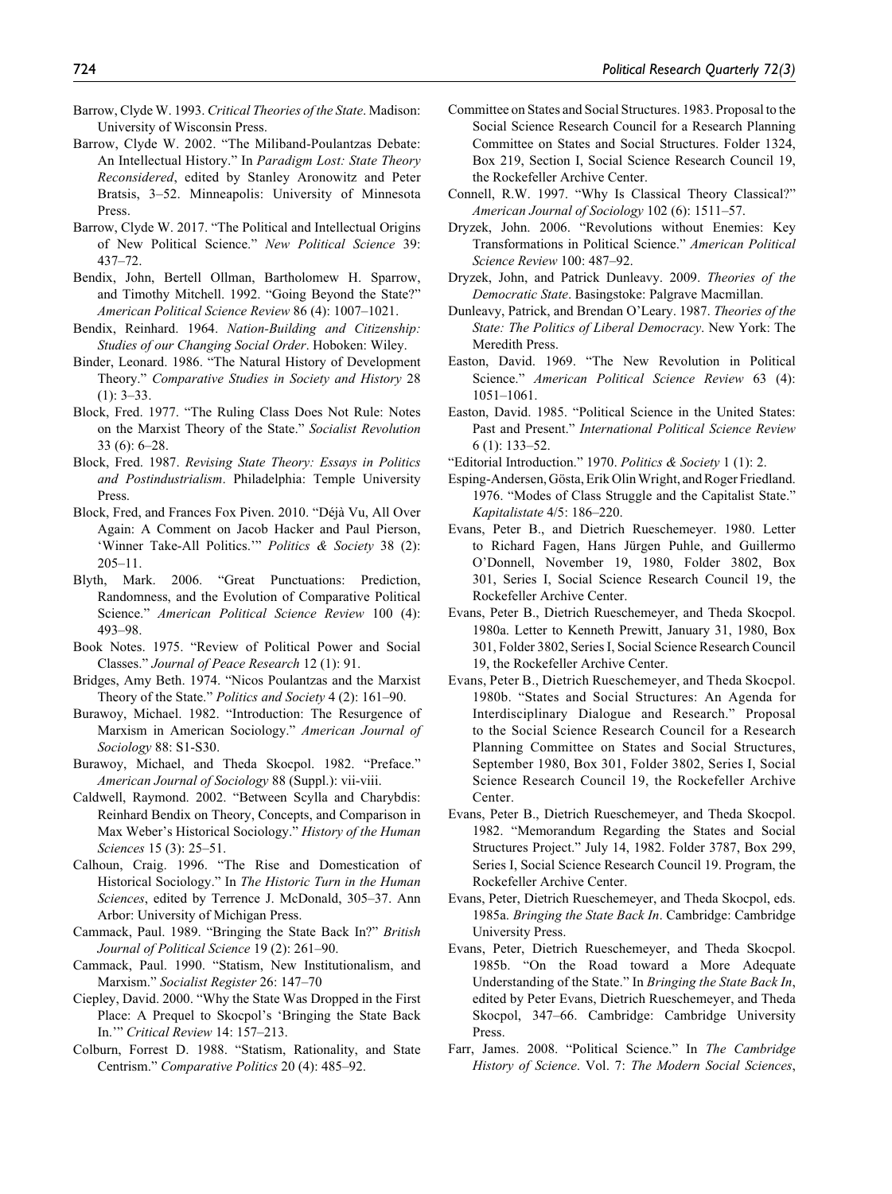Barrow, Clyde W. 1993. *Critical Theories of the State*. Madison: University of Wisconsin Press.

Barrow, Clyde W. 2002. "The Miliband-Poulantzas Debate: An Intellectual History." In *Paradigm Lost: State Theory Reconsidered*, edited by Stanley Aronowitz and Peter Bratsis, 3–52. Minneapolis: University of Minnesota Press.

Barrow, Clyde W. 2017. "The Political and Intellectual Origins of New Political Science." *New Political Science* 39: 437–72.

Bendix, John, Bertell Ollman, Bartholomew H. Sparrow, and Timothy Mitchell. 1992. "Going Beyond the State?" *American Political Science Review* 86 (4): 1007–1021.

Bendix, Reinhard. 1964. *Nation-Building and Citizenship: Studies of our Changing Social Order*. Hoboken: Wiley.

Binder, Leonard. 1986. "The Natural History of Development Theory." *Comparative Studies in Society and History* 28 (1): 3–33.

Block, Fred. 1977. "The Ruling Class Does Not Rule: Notes on the Marxist Theory of the State." *Socialist Revolution* 33 (6): 6–28.

Block, Fred. 1987. *Revising State Theory: Essays in Politics and Postindustrialism*. Philadelphia: Temple University Press.

Block, Fred, and Frances Fox Piven. 2010. "Déjà Vu, All Over Again: A Comment on Jacob Hacker and Paul Pierson, 'Winner Take-All Politics.'" *Politics & Society* 38 (2): 205–11.

Blyth, Mark. 2006. "Great Punctuations: Prediction, Randomness, and the Evolution of Comparative Political Science." *American Political Science Review* 100 (4): 493–98.

Book Notes. 1975. "Review of Political Power and Social Classes." *Journal of Peace Research* 12 (1): 91.

Bridges, Amy Beth. 1974. "Nicos Poulantzas and the Marxist Theory of the State." *Politics and Society* 4 (2): 161–90.

Burawoy, Michael. 1982. "Introduction: The Resurgence of Marxism in American Sociology." *American Journal of Sociology* 88: S1-S30.

Burawoy, Michael, and Theda Skocpol. 1982. "Preface." *American Journal of Sociology* 88 (Suppl.): vii-viii.

Caldwell, Raymond. 2002. "Between Scylla and Charybdis: Reinhard Bendix on Theory, Concepts, and Comparison in Max Weber's Historical Sociology." *History of the Human Sciences* 15 (3): 25–51.

Calhoun, Craig. 1996. "The Rise and Domestication of Historical Sociology." In *The Historic Turn in the Human Sciences*, edited by Terrence J. McDonald, 305–37. Ann Arbor: University of Michigan Press.

Cammack, Paul. 1989. "Bringing the State Back In?" *British Journal of Political Science* 19 (2): 261–90.

Cammack, Paul. 1990. "Statism, New Institutionalism, and Marxism." *Socialist Register* 26: 147–70

Ciepley, David. 2000. "Why the State Was Dropped in the First Place: A Prequel to Skocpol's 'Bringing the State Back In.'" *Critical Review* 14: 157–213.

Colburn, Forrest D. 1988. "Statism, Rationality, and State Centrism." *Comparative Politics* 20 (4): 485–92.

Committee on States and Social Structures. 1983. Proposal to the Social Science Research Council for a Research Planning Committee on States and Social Structures. Folder 1324, Box 219, Section I, Social Science Research Council 19, the Rockefeller Archive Center.

Connell, R.W. 1997. "Why Is Classical Theory Classical?" *American Journal of Sociology* 102 (6): 1511–57.

Dryzek, John. 2006. "Revolutions without Enemies: Key Transformations in Political Science." *American Political Science Review* 100: 487–92.

Dryzek, John, and Patrick Dunleavy. 2009. *Theories of the Democratic State*. Basingstoke: Palgrave Macmillan.

Dunleavy, Patrick, and Brendan O'Leary. 1987. *Theories of the State: The Politics of Liberal Democracy*. New York: The Meredith Press.

Easton, David. 1969. "The New Revolution in Political Science." *American Political Science Review* 63 (4): 1051–1061.

Easton, David. 1985. "Political Science in the United States: Past and Present." *International Political Science Review* 6 (1): 133–52.

"Editorial Introduction." 1970. *Politics & Society* 1 (1): 2.

Esping-Andersen, Gösta, Erik Olin Wright, and Roger Friedland. 1976. "Modes of Class Struggle and the Capitalist State." *Kapitalistate* 4/5: 186–220.

Evans, Peter B., and Dietrich Rueschemeyer. 1980. Letter to Richard Fagen, Hans Jürgen Puhle, and Guillermo O'Donnell, November 19, 1980, Folder 3802, Box 301, Series I, Social Science Research Council 19, the Rockefeller Archive Center.

Evans, Peter B., Dietrich Rueschemeyer, and Theda Skocpol. 1980a. Letter to Kenneth Prewitt, January 31, 1980, Box 301, Folder 3802, Series I, Social Science Research Council 19, the Rockefeller Archive Center.

Evans, Peter B., Dietrich Rueschemeyer, and Theda Skocpol. 1980b. "States and Social Structures: An Agenda for Interdisciplinary Dialogue and Research." Proposal to the Social Science Research Council for a Research Planning Committee on States and Social Structures, September 1980, Box 301, Folder 3802, Series I, Social Science Research Council 19, the Rockefeller Archive Center.

Evans, Peter B., Dietrich Rueschemeyer, and Theda Skocpol. 1982. "Memorandum Regarding the States and Social Structures Project." July 14, 1982. Folder 3787, Box 299, Series I, Social Science Research Council 19. Program, the Rockefeller Archive Center.

Evans, Peter, Dietrich Rueschemeyer, and Theda Skocpol, eds. 1985a. *Bringing the State Back In*. Cambridge: Cambridge University Press.

Evans, Peter, Dietrich Rueschemeyer, and Theda Skocpol. 1985b. "On the Road toward a More Adequate Understanding of the State." In *Bringing the State Back In*, edited by Peter Evans, Dietrich Rueschemeyer, and Theda Skocpol, 347–66. Cambridge: Cambridge University Press.

Farr, James. 2008. "Political Science." In *The Cambridge History of Science*. Vol. 7: *The Modern Social Sciences*,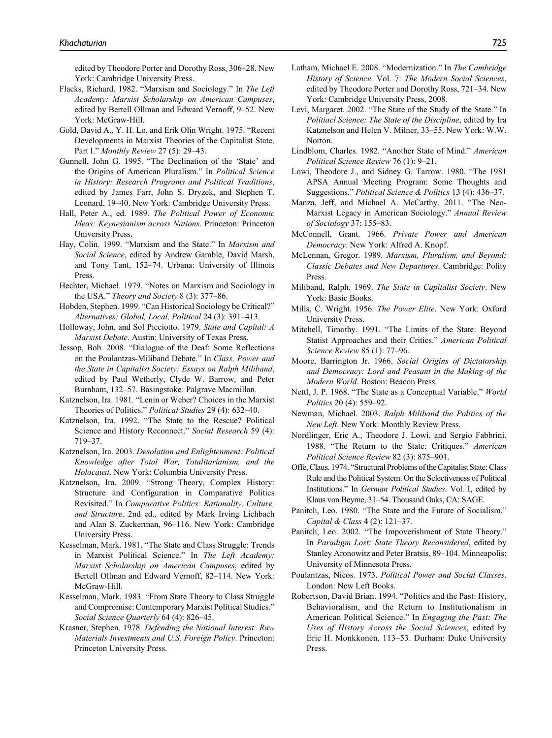edited by Theodore Porter and Dorothy Ross, 306–28. New York: Cambridge University Press.

Flacks, Richard. 1982. "Marxism and Sociology." In *The Left Academy: Marxist Scholarship on American Campuses*, edited by Bertell Ollman and Edward Vernoff, 9–52. New York: McGraw-Hill.

Gold, David A., Y. H. Lo, and Erik Olin Wright. 1975. "Recent Developments in Marxist Theories of the Capitalist State, Part I." *Monthly Review* 27 (5): 29–43.

Gunnell, John G. 1995. "The Declination of the 'State' and the Origins of American Pluralism." In *Political Science in History: Research Programs and Political Traditions*, edited by James Farr, John S. Dryzek, and Stephen T. Leonard, 19–40. New York: Cambridge University Press.

Hall, Peter A., ed. 1989. *The Political Power of Economic Ideas: Keynesianism across Nations*. Princeton: Princeton University Press.

Hay, Colin. 1999. "Marxism and the State." In *Marxism and Social Science*, edited by Andrew Gamble, David Marsh, and Tony Tant, 152–74. Urbana: University of Illinois Press.

Hechter, Michael. 1979. "Notes on Marxism and Sociology in the USA." *Theory and Society* 8 (3): 377–86.

Hobden, Stephen. 1999. "Can Historical Sociology be Critical?" *Alternatives: Global, Local, Political* 24 (3): 391–413.

Holloway, John, and Sol Picciotto. 1979. *State and Capital: A Marxist Debate*. Austin: University of Texas Press.

Jessop, Bob. 2008. "Dialogue of the Deaf: Some Reflections on the Poulantzas-Miliband Debate." In *Class, Power and the State in Capitalist Society: Essays on Ralph Miliband*, edited by Paul Wetherly, Clyde W. Barrow, and Peter Burnham, 132–57. Basingstoke: Palgrave Macmillan.

Katznelson, Ira. 1981. "Lenin or Weber? Choices in the Marxist Theories of Politics." *Political Studies* 29 (4): 632–40.

Katznelson, Ira. 1992. "The State to the Rescue? Political Science and History Reconnect." *Social Research* 59 (4): 719–37.

Katznelson, Ira. 2003. *Desolation and Enlightenment: Political Knowledge after Total War, Totalitarianism, and the Holocaust*. New York: Columbia University Press.

Katznelson, Ira. 2009. "Strong Theory, Complex History: Structure and Configuration in Comparative Politics Revisited." In *Comparative Politics: Rationality, Culture, and Structure*. 2nd ed., edited by Mark Irving Lichbach and Alan S. Zuckerman, 96–116. New York: Cambridge University Press.

Kesselman, Mark. 1981. "The State and Class Struggle: Trends in Marxist Political Science." In *The Left Academy: Marxist Scholarship on American Campuses*, edited by Bertell Ollman and Edward Vernoff, 82–114. New York: McGraw-Hill.

Kesselman, Mark. 1983. "From State Theory to Class Struggle and Compromise: Contemporary Marxist Political Studies." *Social Science Quarterly* 64 (4): 826–45.

Krasner, Stephen. 1978. *Defending the National Interest: Raw Materials Investments and U.S. Foreign Policy*. Princeton: Princeton University Press.

Latham, Michael E. 2008. "Modernization." In *The Cambridge History of Science*. Vol. 7: *The Modern Social Sciences*, edited by Theodore Porter and Dorothy Ross, 721–34. New York: Cambridge University Press, 2008.

Levi, Margaret. 2002. "The State of the Study of the State." In *Politiacl Science: The State of the Discipline*, edited by Ira Katznelson and Helen V. Milner, 33–55. New York: W.W. Norton.

Lindblom, Charles. 1982. "Another State of Mind." *American Political Science Review* 76 (1): 9–21.

Lowi, Theodore J., and Sidney G. Tarrow. 1980. "The 1981 APSA Annual Meeting Program: Some Thoughts and Suggestions." *Political Science & Politics* 13 (4): 436–37.

Manza, Jeff, and Michael A. McCarthy. 2011. "The Neo-Marxist Legacy in American Sociology." *Annual Review of Sociology* 37: 155–83.

McConnell, Grant. 1966. *Private Power and American Democracy*. New York: Alfred A. Knopf.

McLennan, Gregor. 1989. *Marxism, Pluralism, and Beyond: Classic Debates and New Departures*. Cambridge: Polity Press.

Miliband, Ralph. 1969. *The State in Capitalist Society*. New York: Basic Books.

Mills, C. Wright. 1956. *The Power Elite*. New York: Oxford University Press.

Mitchell, Timothy. 1991. "The Limits of the State: Beyond Statist Approaches and their Critics." *American Political Science Review* 85 (1): 77–96.

Moore, Barrington Jr. 1966. *Social Origins of Dictatorship and Democracy: Lord and Peasant in the Making of the Modern World*. Boston: Beacon Press.

Nettl, J. P. 1968. "The State as a Conceptual Variable." *World Politics* 20 (4): 559–92.

Newman, Michael. 2003. *Ralph Miliband the Politics of the New Left*. New York: Monthly Review Press.

Nordlinger, Eric A., Theodore J. Lowi, and Sergio Fabbrini. 1988. "The Return to the State: Critiques." *American Political Science Review* 82 (3): 875–901.

Offe, Claus. 1974. "Structural Problems of the Capitalist State: Class Rule and the Political System. On the Selectiveness of Political Institutions." In *German Political Studies*. Vol. I, edited by Klaus von Beyme, 31–54. Thousand Oaks, CA: SAGE.

Panitch, Leo. 1980. "The State and the Future of Socialism." *Capital & Class* 4 (2): 121–37.

Panitch, Leo. 2002. "The Impoverishment of State Theory." In *Paradigm Lost: State Theory Reconsidered*, edited by Stanley Aronowitz and Peter Bratsis, 89–104. Minneapolis: University of Minnesota Press.

Poulantzas, Nicos. 1973. *Political Power and Social Classes*. London: New Left Books.

Robertson, David Brian. 1994. "Politics and the Past: History, Behavioralism, and the Return to Institutionalism in American Political Science." In *Engaging the Past: The Uses of History Across the Social Sciences*, edited by Eric H. Monkkonen, 113–53. Durham: Duke University Press.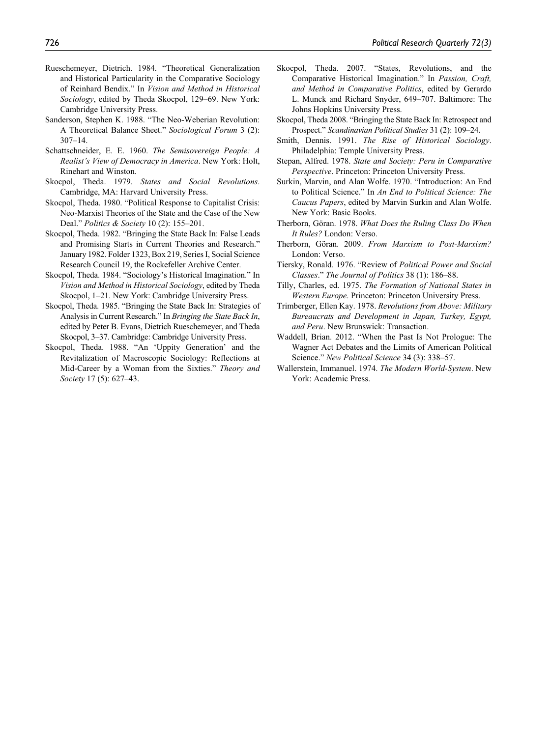Rueschemeyer, Dietrich. 1984. "Theoretical Generalization and Historical Particularity in the Comparative Sociology of Reinhard Bendix." In *Vision and Method in Historical Sociology*, edited by Theda Skocpol, 129–69. New York: Cambridge University Press.

Sanderson, Stephen K. 1988. "The Neo-Weberian Revolution: A Theoretical Balance Sheet." *Sociological Forum* 3 (2): 307–14.

Schattschneider, E. E. 1960. *The Semisovereign People: A Realist's View of Democracy in America*. New York: Holt, Rinehart and Winston.

Skocpol, Theda. 1979. *States and Social Revolutions*. Cambridge, MA: Harvard University Press.

Skocpol, Theda. 1980. "Political Response to Capitalist Crisis: Neo-Marxist Theories of the State and the Case of the New Deal." *Politics & Society* 10 (2): 155–201.

Skocpol, Theda. 1982. "Bringing the State Back In: False Leads and Promising Starts in Current Theories and Research." January 1982. Folder 1323, Box 219, Series I, Social Science Research Council 19, the Rockefeller Archive Center.

Skocpol, Theda. 1984. "Sociology's Historical Imagination." In *Vision and Method in Historical Sociology*, edited by Theda Skocpol, 1–21. New York: Cambridge University Press.

Skocpol, Theda. 1985. "Bringing the State Back In: Strategies of Analysis in Current Research." In *Bringing the State Back In*, edited by Peter B. Evans, Dietrich Rueschemeyer, and Theda Skocpol, 3–37. Cambridge: Cambridge University Press.

Skocpol, Theda. 1988. "An 'Uppity Generation' and the Revitalization of Macroscopic Sociology: Reflections at Mid-Career by a Woman from the Sixties." *Theory and Society* 17 (5): 627–43.

Skocpol, Theda. 2007. "States, Revolutions, and the Comparative Historical Imagination." In *Passion, Craft, and Method in Comparative Politics*, edited by Gerardo L. Munck and Richard Snyder, 649–707. Baltimore: The Johns Hopkins University Press.

Skocpol, Theda 2008. "Bringing the State Back In: Retrospect and Prospect." *Scandinavian Political Studies* 31 (2): 109–24.

Smith, Dennis. 1991. *The Rise of Historical Sociology*. Philadelphia: Temple University Press.

Stepan, Alfred. 1978. *State and Society: Peru in Comparative Perspective*. Princeton: Princeton University Press.

Surkin, Marvin, and Alan Wolfe. 1970. "Introduction: An End to Political Science." In *An End to Political Science: The Caucus Papers*, edited by Marvin Surkin and Alan Wolfe. New York: Basic Books.

Therborn, Göran. 1978. *What Does the Ruling Class Do When It Rules?* London: Verso.

Therborn, Göran. 2009. *From Marxism to Post-Marxism?* London: Verso.

Tiersky, Ronald. 1976. "Review of *Political Power and Social Classes*." *The Journal of Politics* 38 (1): 186–88.

Tilly, Charles, ed. 1975. *The Formation of National States in Western Europe*. Princeton: Princeton University Press.

Trimberger, Ellen Kay. 1978. *Revolutions from Above: Military Bureaucrats and Development in Japan, Turkey, Egypt, and Peru*. New Brunswick: Transaction.

Waddell, Brian. 2012. "When the Past Is Not Prologue: The Wagner Act Debates and the Limits of American Political Science." *New Political Science* 34 (3): 338–57.

Wallerstein, Immanuel. 1974. *The Modern World-System*. New York: Academic Press.